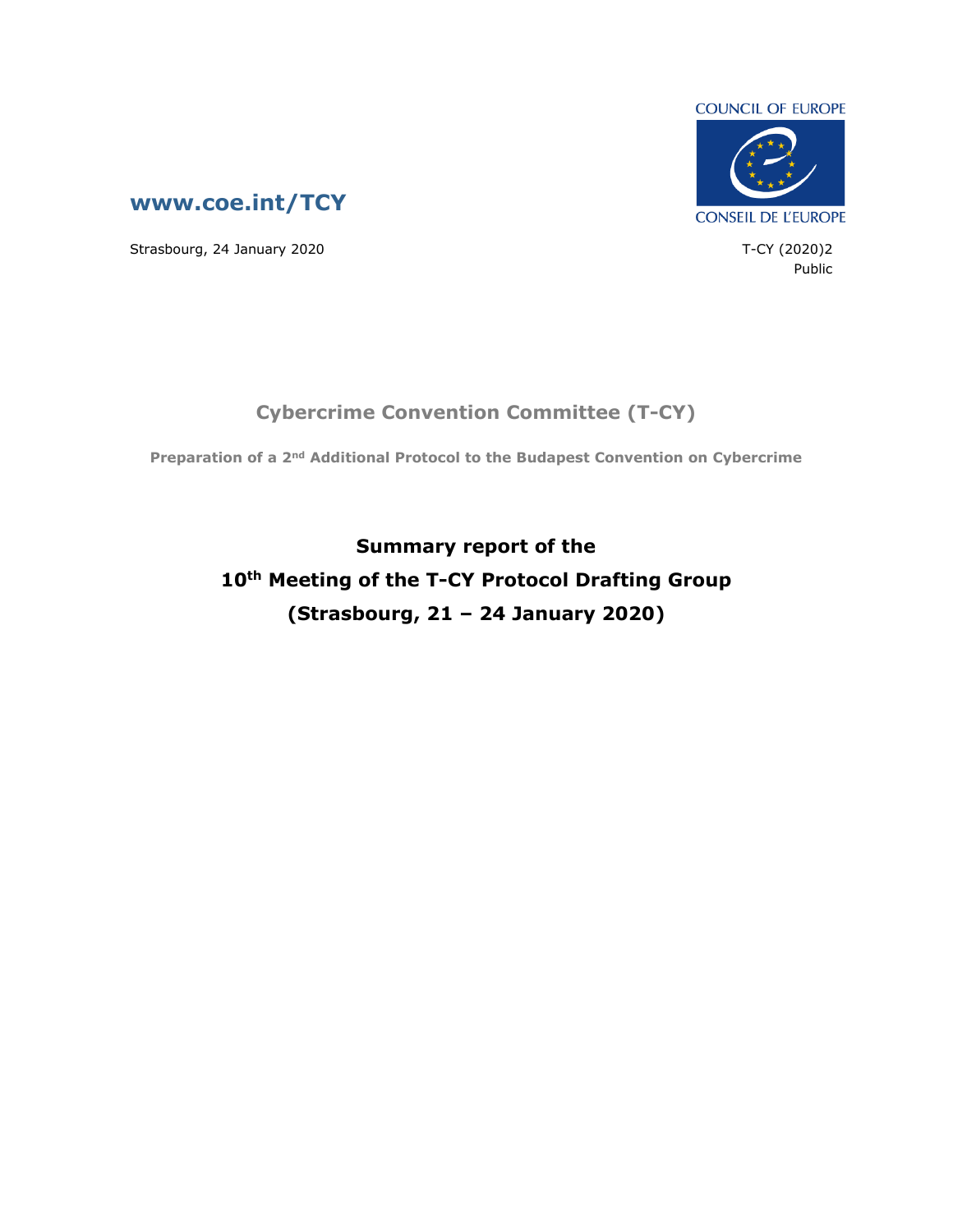www.coe.int/TCY

COUNCIL OF EUROPE

CONSEIL DE L'EUROPE

Strasbourg, 24 January 2020

T-CY (2020)2

Public

## Cybercrime Convention Committee (T-CY)

**Preparation of a 2nd Additional Protocol to the Budapest Convention on Cybercrime**

# Summary report of the 10th Meeting of the T-CY Protocol Drafting Group (Strasbourg, 21 – 24 January 2020)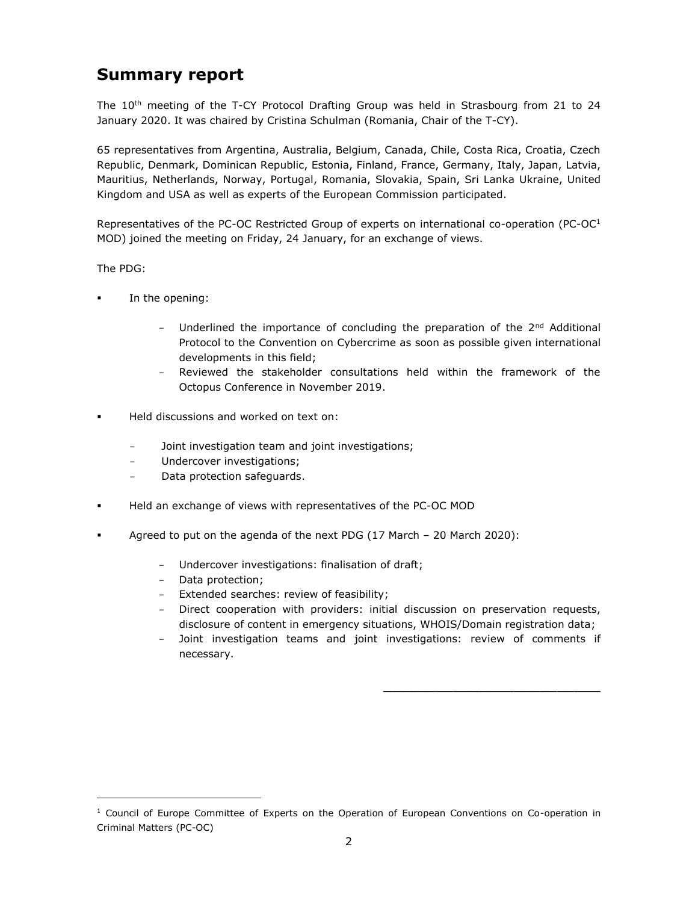# Summary report

The 10th meeting of the T-CY Protocol Drafting Group was held in Strasbourg from 21 to 24 January 2020. It was chaired by Cristina Schulman (Romania, Chair of the T-CY).

65 representatives from Argentina, Australia, Belgium, Canada, Chile, Costa Rica, Croatia, Czech Republic, Denmark, Dominican Republic, Estonia, Finland, France, Germany, Italy, Japan, Latvia, Mauritius, Netherlands, Norway, Portugal, Romania, Slovakia, Spain, Sri Lanka Ukraine, United Kingdom and USA as well as experts of the European Commission participated.

Representatives of the PC-OC Restricted Group of experts on international co-operation (PC-OC[1] MOD) joined the meeting on Friday, 24 January, for an exchange of views.

The PDG:

- In the opening:
  - Underlined the importance of concluding the preparation of the 2nd Additional Protocol to the Convention on Cybercrime as soon as possible given international developments in this field;
  - Reviewed the stakeholder consultations held within the framework of the Octopus Conference in November 2019.
- Held discussions and worked on text on:
  - Joint investigation team and joint investigations;
  - Undercover investigations;
  - Data protection safeguards.
- Held an exchange of views with representatives of the PC-OC MOD
- Agreed to put on the agenda of the next PDG (17 March – 20 March 2020):
  - Undercover investigations: finalisation of draft;
  - Data protection;
  - Extended searches: review of feasibility;
  - Direct cooperation with providers: initial discussion on preservation requests, disclosure of content in emergency situations, WHOIS/Domain registration data;
  - Joint investigation teams and joint investigations: review of comments if necessary.

---

[1] Council of Europe Committee of Experts on the Operation of European Conventions on Co-operation in Criminal Matters (PC-OC)